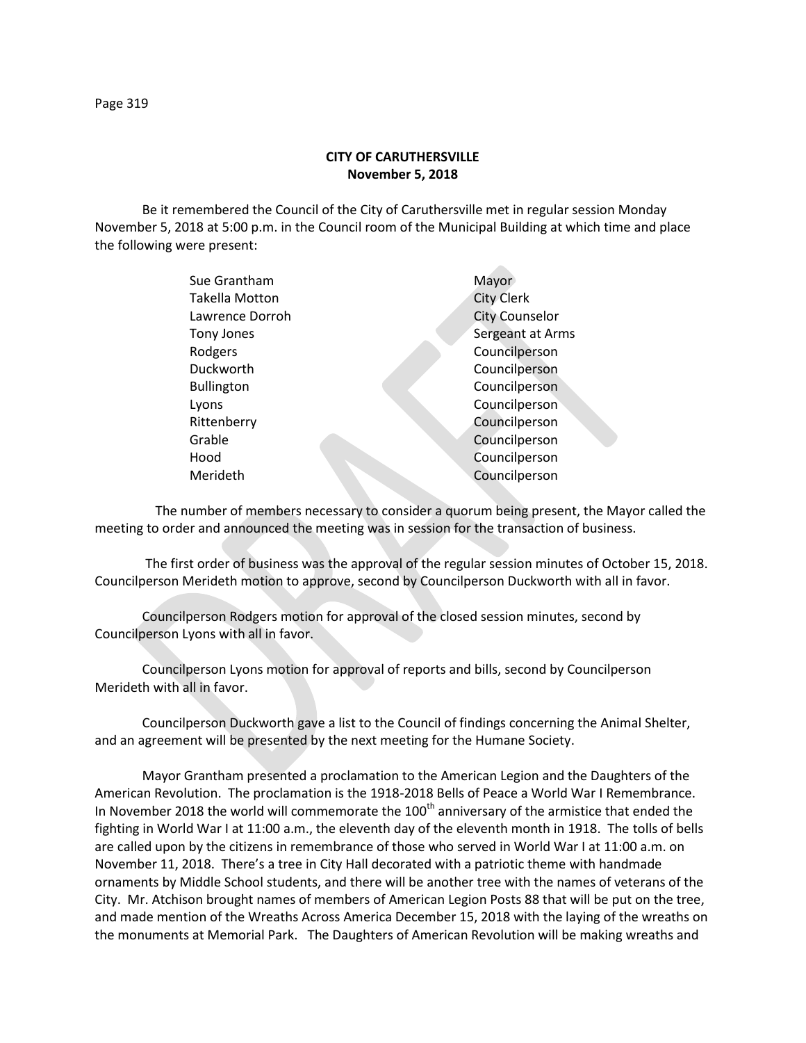**CITY OF CARUTHERSVILLE**
**November 5, 2018**

Be it remembered the Council of the City of Caruthersville met in regular session Monday November 5, 2018 at 5:00 p.m. in the Council room of the Municipal Building at which time and place the following were present:

| | |
|---|---|
| Sue Grantham | Mayor |
| Takella Motton | City Clerk |
| Lawrence Dorroh | City Counselor |
| Tony Jones | Sergeant at Arms |
| Rodgers | Councilperson |
| Duckworth | Councilperson |
| Bullington | Councilperson |
| Lyons | Councilperson |
| Rittenberry | Councilperson |
| Grable | Councilperson |
| Hood | Councilperson |
| Merideth | Councilperson |

The number of members necessary to consider a quorum being present, the Mayor called the meeting to order and announced the meeting was in session for the transaction of business.

The first order of business was the approval of the regular session minutes of October 15, 2018. Councilperson Merideth motion to approve, second by Councilperson Duckworth with all in favor.

Councilperson Rodgers motion for approval of the closed session minutes, second by Councilperson Lyons with all in favor.

Councilperson Lyons motion for approval of reports and bills, second by Councilperson Merideth with all in favor.

Councilperson Duckworth gave a list to the Council of findings concerning the Animal Shelter, and an agreement will be presented by the next meeting for the Humane Society.

Mayor Grantham presented a proclamation to the American Legion and the Daughters of the American Revolution. The proclamation is the 1918-2018 Bells of Peace a World War I Remembrance. In November 2018 the world will commemorate the 100th anniversary of the armistice that ended the fighting in World War I at 11:00 a.m., the eleventh day of the eleventh month in 1918. The tolls of bells are called upon by the citizens in remembrance of those who served in World War I at 11:00 a.m. on November 11, 2018. There's a tree in City Hall decorated with a patriotic theme with handmade ornaments by Middle School students, and there will be another tree with the names of veterans of the City. Mr. Atchison brought names of members of American Legion Posts 88 that will be put on the tree, and made mention of the Wreaths Across America December 15, 2018 with the laying of the wreaths on the monuments at Memorial Park. The Daughters of American Revolution will be making wreaths and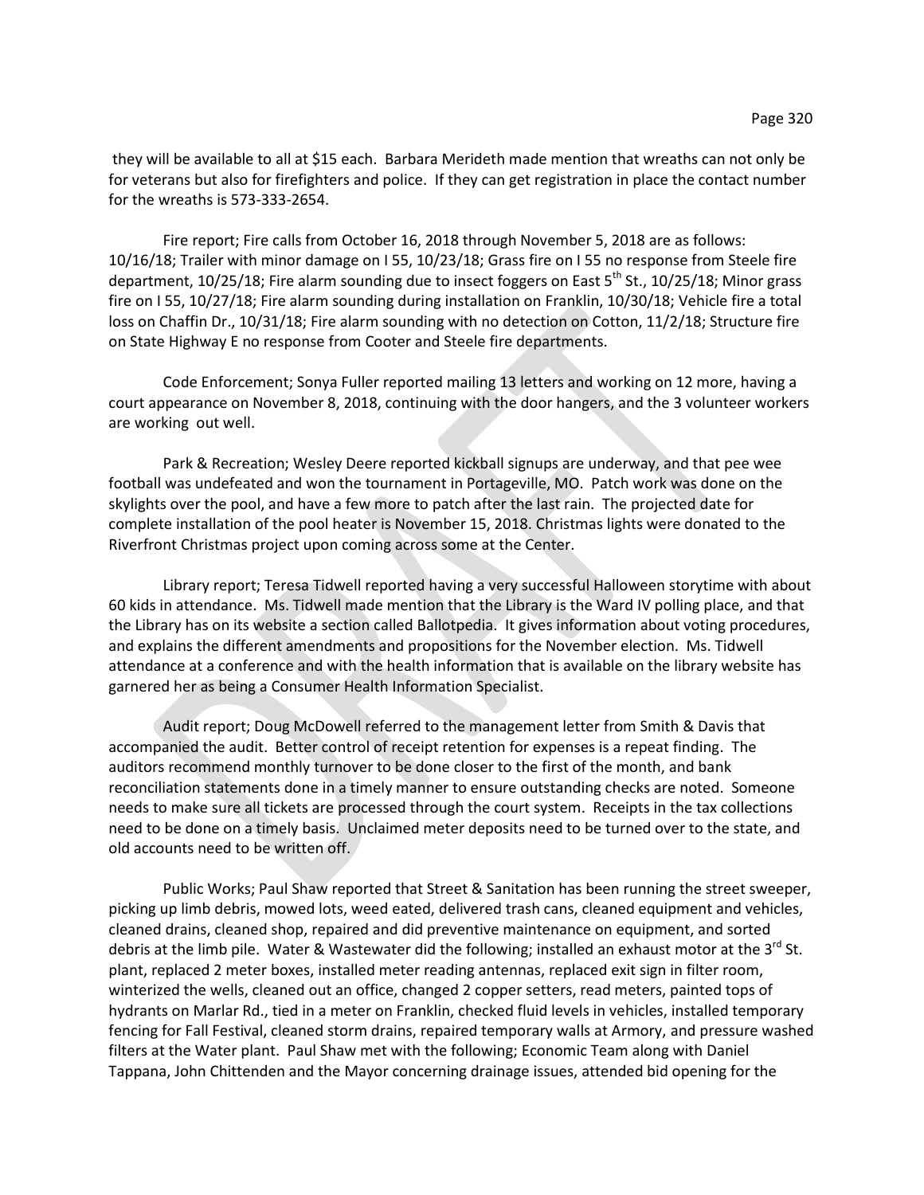they will be available to all at $15 each. Barbara Merideth made mention that wreaths can not only be for veterans but also for firefighters and police. If they can get registration in place the contact number for the wreaths is 573-333-2654.

Fire report; Fire calls from October 16, 2018 through November 5, 2018 are as follows: 10/16/18; Trailer with minor damage on I 55, 10/23/18; Grass fire on I 55 no response from Steele fire department, 10/25/18; Fire alarm sounding due to insect foggers on East 5th St., 10/25/18; Minor grass fire on I 55, 10/27/18; Fire alarm sounding during installation on Franklin, 10/30/18; Vehicle fire a total loss on Chaffin Dr., 10/31/18; Fire alarm sounding with no detection on Cotton, 11/2/18; Structure fire on State Highway E no response from Cooter and Steele fire departments.

Code Enforcement; Sonya Fuller reported mailing 13 letters and working on 12 more, having a court appearance on November 8, 2018, continuing with the door hangers, and the 3 volunteer workers are working out well.

Park & Recreation; Wesley Deere reported kickball signups are underway, and that pee wee football was undefeated and won the tournament in Portageville, MO. Patch work was done on the skylights over the pool, and have a few more to patch after the last rain. The projected date for complete installation of the pool heater is November 15, 2018. Christmas lights were donated to the Riverfront Christmas project upon coming across some at the Center.

Library report; Teresa Tidwell reported having a very successful Halloween storytime with about 60 kids in attendance. Ms. Tidwell made mention that the Library is the Ward IV polling place, and that the Library has on its website a section called Ballotpedia. It gives information about voting procedures, and explains the different amendments and propositions for the November election. Ms. Tidwell attendance at a conference and with the health information that is available on the library website has garnered her as being a Consumer Health Information Specialist.

Audit report; Doug McDowell referred to the management letter from Smith & Davis that accompanied the audit. Better control of receipt retention for expenses is a repeat finding. The auditors recommend monthly turnover to be done closer to the first of the month, and bank reconciliation statements done in a timely manner to ensure outstanding checks are noted. Someone needs to make sure all tickets are processed through the court system. Receipts in the tax collections need to be done on a timely basis. Unclaimed meter deposits need to be turned over to the state, and old accounts need to be written off.

Public Works; Paul Shaw reported that Street & Sanitation has been running the street sweeper, picking up limb debris, mowed lots, weed eated, delivered trash cans, cleaned equipment and vehicles, cleaned drains, cleaned shop, repaired and did preventive maintenance on equipment, and sorted debris at the limb pile. Water & Wastewater did the following; installed an exhaust motor at the 3rd St. plant, replaced 2 meter boxes, installed meter reading antennas, replaced exit sign in filter room, winterized the wells, cleaned out an office, changed 2 copper setters, read meters, painted tops of hydrants on Marlar Rd., tied in a meter on Franklin, checked fluid levels in vehicles, installed temporary fencing for Fall Festival, cleaned storm drains, repaired temporary walls at Armory, and pressure washed filters at the Water plant. Paul Shaw met with the following; Economic Team along with Daniel Tappana, John Chittenden and the Mayor concerning drainage issues, attended bid opening for the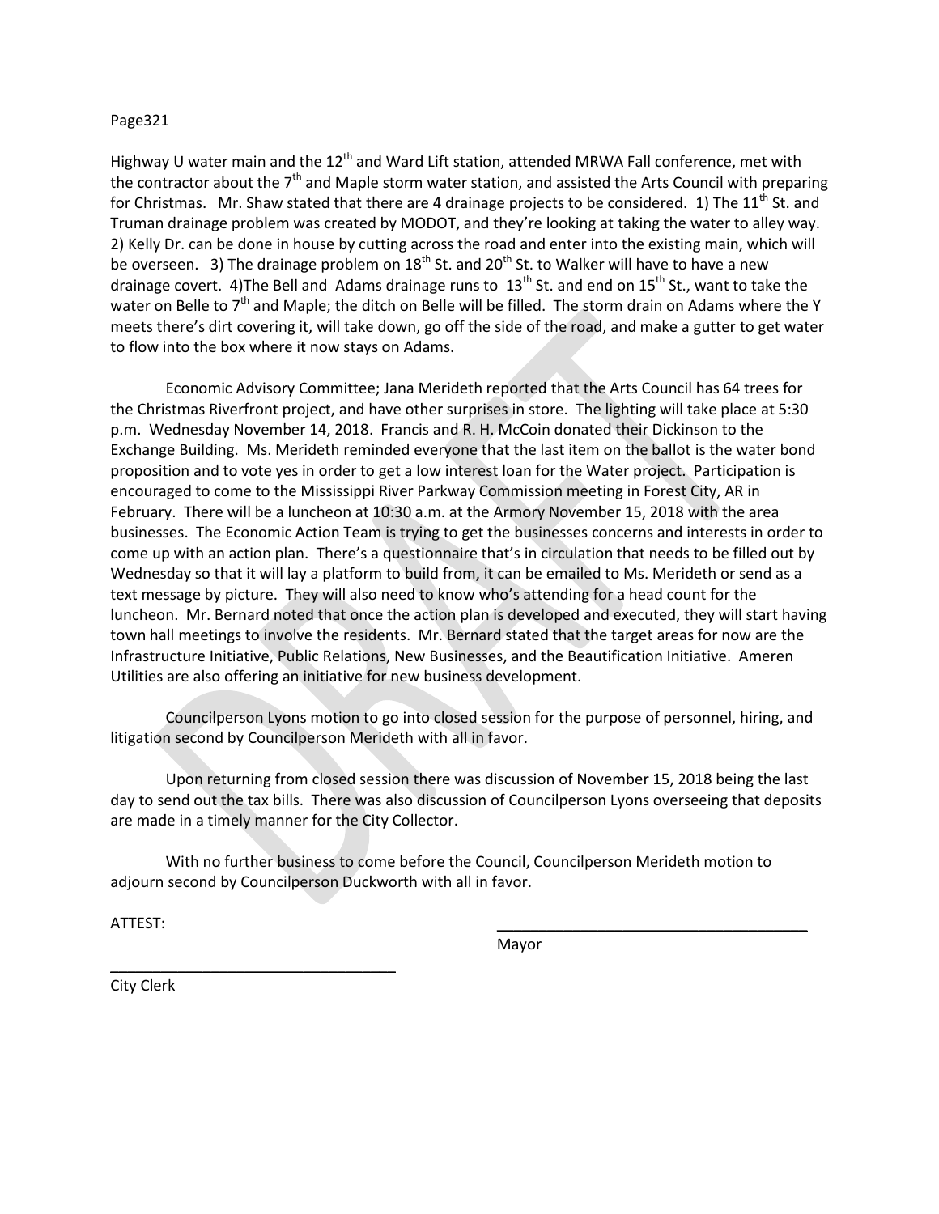Highway U water main and the 12th and Ward Lift station, attended MRWA Fall conference, met with the contractor about the 7th and Maple storm water station, and assisted the Arts Council with preparing for Christmas. Mr. Shaw stated that there are 4 drainage projects to be considered. 1) The 11th St. and Truman drainage problem was created by MODOT, and they're looking at taking the water to alley way. 2) Kelly Dr. can be done in house by cutting across the road and enter into the existing main, which will be overseen. 3) The drainage problem on 18th St. and 20th St. to Walker will have to have a new drainage covert. 4)The Bell and Adams drainage runs to 13th St. and end on 15th St., want to take the water on Belle to 7th and Maple; the ditch on Belle will be filled. The storm drain on Adams where the Y meets there's dirt covering it, will take down, go off the side of the road, and make a gutter to get water to flow into the box where it now stays on Adams.

Economic Advisory Committee; Jana Merideth reported that the Arts Council has 64 trees for the Christmas Riverfront project, and have other surprises in store. The lighting will take place at 5:30 p.m. Wednesday November 14, 2018. Francis and R. H. McCoin donated their Dickinson to the Exchange Building. Ms. Merideth reminded everyone that the last item on the ballot is the water bond proposition and to vote yes in order to get a low interest loan for the Water project. Participation is encouraged to come to the Mississippi River Parkway Commission meeting in Forest City, AR in February. There will be a luncheon at 10:30 a.m. at the Armory November 15, 2018 with the area businesses. The Economic Action Team is trying to get the businesses concerns and interests in order to come up with an action plan. There's a questionnaire that's in circulation that needs to be filled out by Wednesday so that it will lay a platform to build from, it can be emailed to Ms. Merideth or send as a text message by picture. They will also need to know who's attending for a head count for the luncheon. Mr. Bernard noted that once the action plan is developed and executed, they will start having town hall meetings to involve the residents. Mr. Bernard stated that the target areas for now are the Infrastructure Initiative, Public Relations, New Businesses, and the Beautification Initiative. Ameren Utilities are also offering an initiative for new business development.

Councilperson Lyons motion to go into closed session for the purpose of personnel, hiring, and litigation second by Councilperson Merideth with all in favor.

Upon returning from closed session there was discussion of November 15, 2018 being the last day to send out the tax bills. There was also discussion of Councilperson Lyons overseeing that deposits are made in a timely manner for the City Collector.

With no further business to come before the Council, Councilperson Merideth motion to adjourn second by Councilperson Duckworth with all in favor.

ATTEST:

\_\_\_\_\_\_\_\_\_\_\_\_\_\_\_\_\_\_\_\_\_\_\_\_\_\_\_\_\_\_\_\_\_\_\_\_
Mayor

\_\_\_\_\_\_\_\_\_\_\_\_\_\_\_\_\_\_\_\_\_\_\_\_\_\_\_\_\_\_\_\_\_\_\_\_
City Clerk